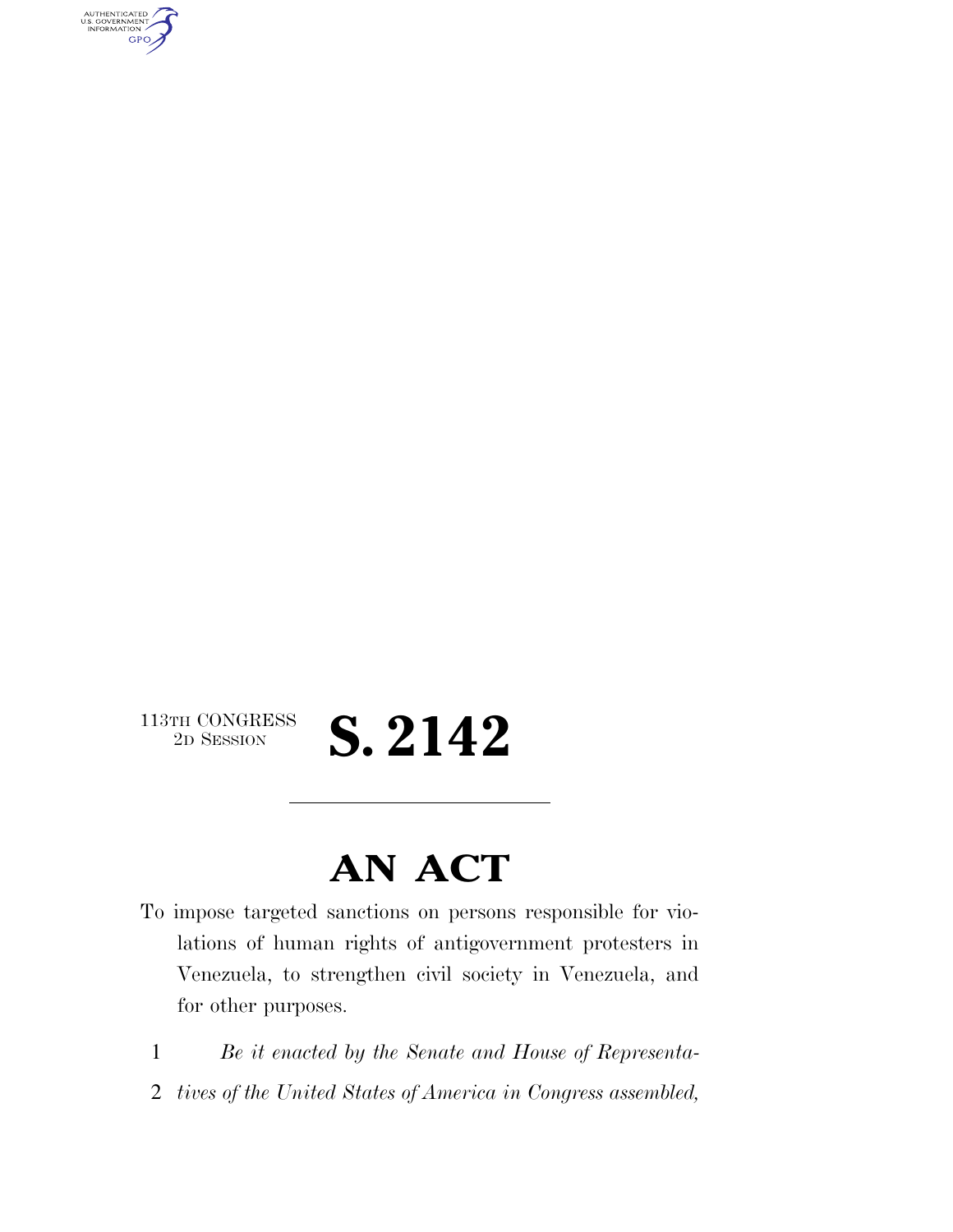113TH CONGRESS
2D SESSION

# S. 2142

## AN ACT

To impose targeted sanctions on persons responsible for violations of human rights of antigovernment protesters in Venezuela, to strengthen civil society in Venezuela, and for other purposes.

1 *Be it enacted by the Senate and House of Representa-*
2 *tives of the United States of America in Congress assembled,*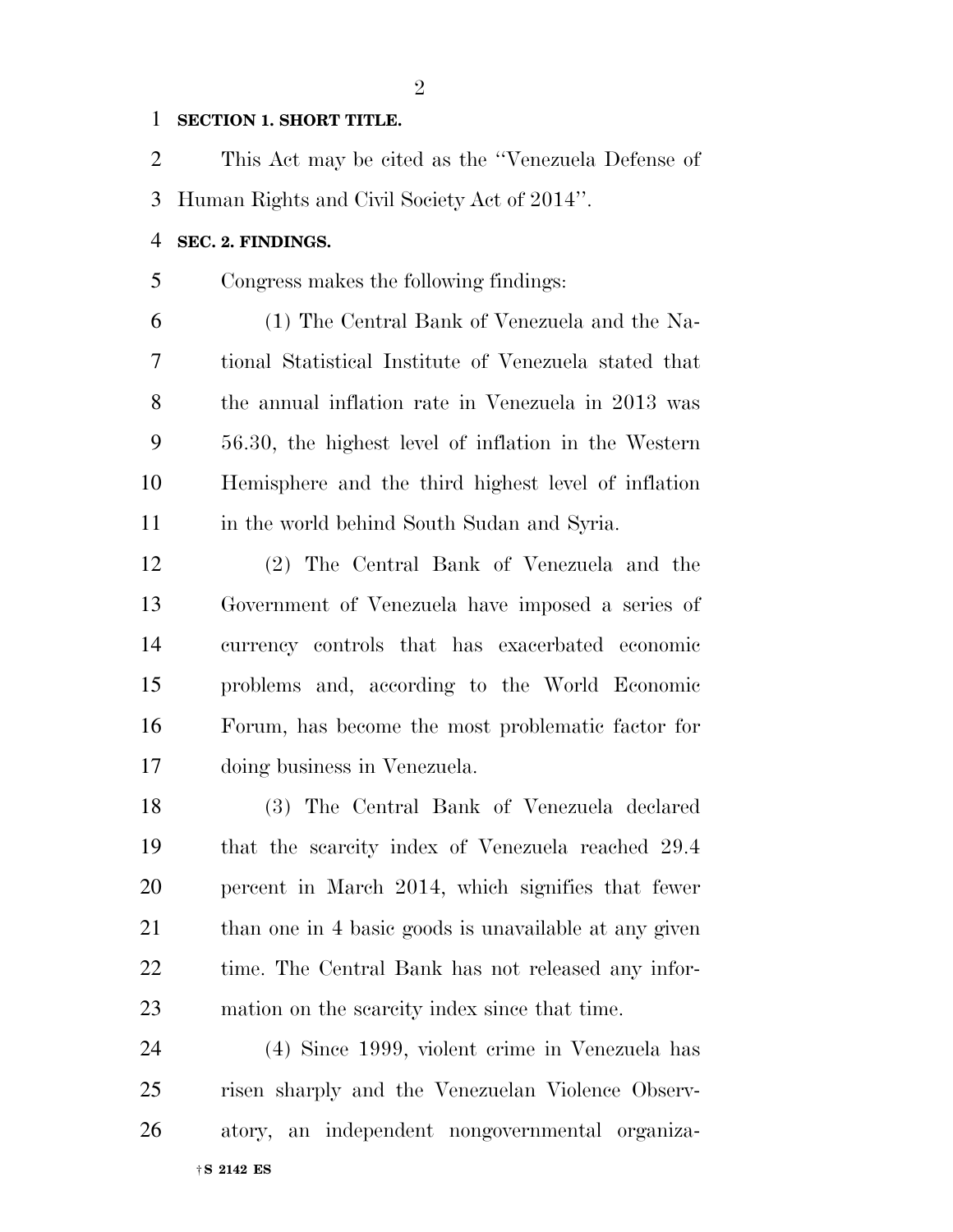**SECTION 1. SHORT TITLE.**

This Act may be cited as the ''Venezuela Defense of Human Rights and Civil Society Act of 2014''.

**SEC. 2. FINDINGS.**

Congress makes the following findings:

(1) The Central Bank of Venezuela and the National Statistical Institute of Venezuela stated that the annual inflation rate in Venezuela in 2013 was 56.30, the highest level of inflation in the Western Hemisphere and the third highest level of inflation in the world behind South Sudan and Syria.

(2) The Central Bank of Venezuela and the Government of Venezuela have imposed a series of currency controls that has exacerbated economic problems and, according to the World Economic Forum, has become the most problematic factor for doing business in Venezuela.

(3) The Central Bank of Venezuela declared that the scarcity index of Venezuela reached 29.4 percent in March 2014, which signifies that fewer than one in 4 basic goods is unavailable at any given time. The Central Bank has not released any information on the scarcity index since that time.

(4) Since 1999, violent crime in Venezuela has risen sharply and the Venezuelan Violence Observatory, an independent nongovernmental organiza-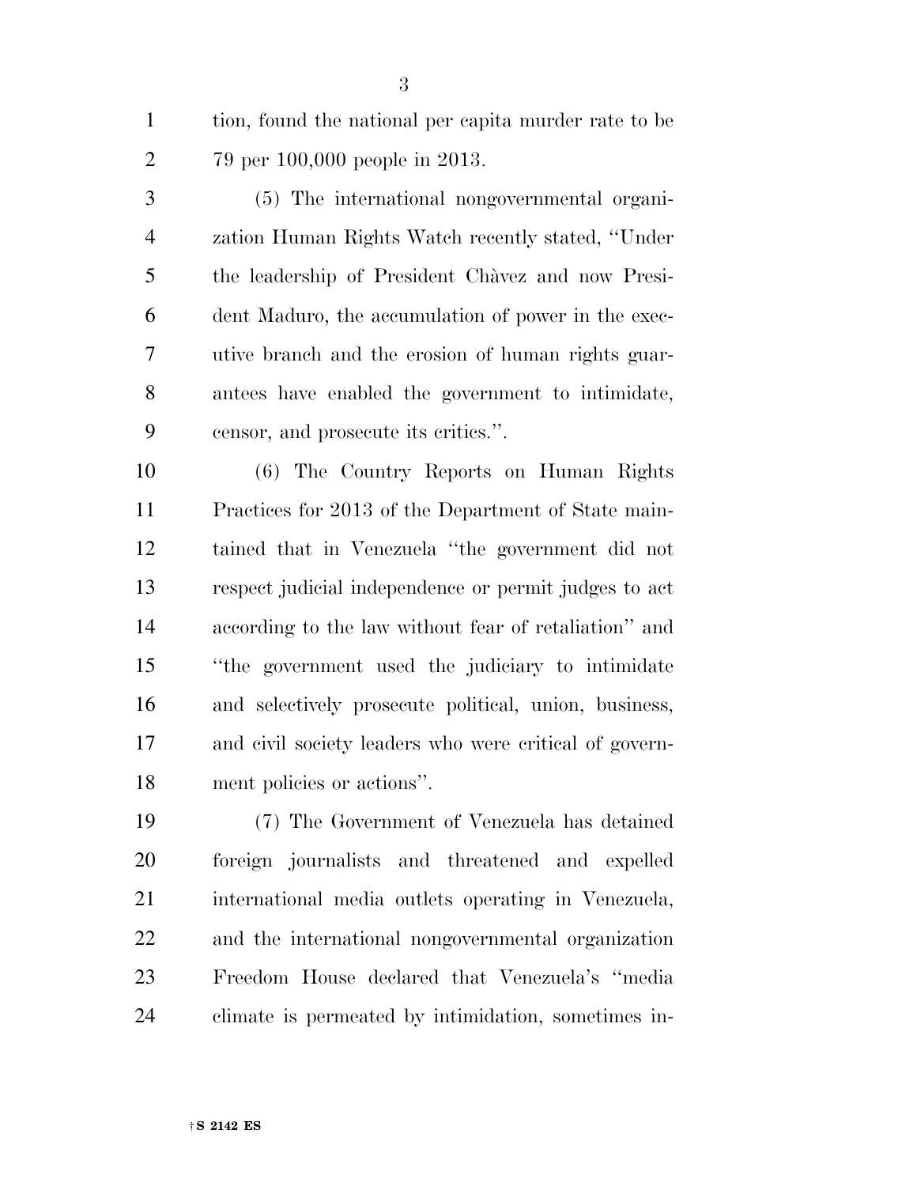tion, found the national per capita murder rate to be 79 per 100,000 people in 2013.

(5) The international nongovernmental organization Human Rights Watch recently stated, ''Under the leadership of President Chàvez and now President Maduro, the accumulation of power in the executive branch and the erosion of human rights guarantees have enabled the government to intimidate, censor, and prosecute its critics.''.

(6) The Country Reports on Human Rights Practices for 2013 of the Department of State maintained that in Venezuela ''the government did not respect judicial independence or permit judges to act according to the law without fear of retaliation'' and ''the government used the judiciary to intimidate and selectively prosecute political, union, business, and civil society leaders who were critical of government policies or actions''.

(7) The Government of Venezuela has detained foreign journalists and threatened and expelled international media outlets operating in Venezuela, and the international nongovernmental organization Freedom House declared that Venezuela's ''media climate is permeated by intimidation, sometimes in-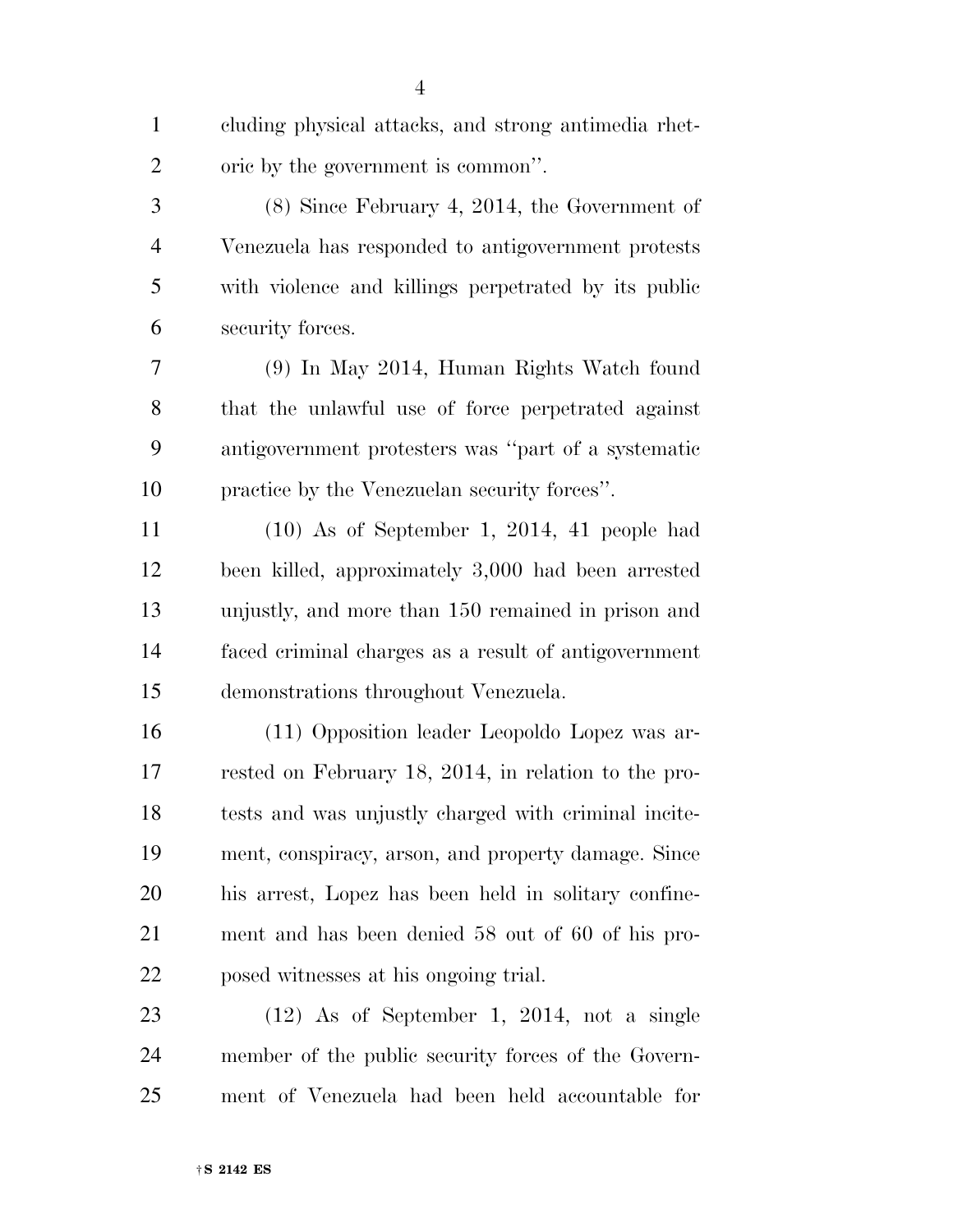cluding physical attacks, and strong antimedia rhetoric by the government is common''.

(8) Since February 4, 2014, the Government of Venezuela has responded to antigovernment protests with violence and killings perpetrated by its public security forces.

(9) In May 2014, Human Rights Watch found that the unlawful use of force perpetrated against antigovernment protesters was ''part of a systematic practice by the Venezuelan security forces''.

(10) As of September 1, 2014, 41 people had been killed, approximately 3,000 had been arrested unjustly, and more than 150 remained in prison and faced criminal charges as a result of antigovernment demonstrations throughout Venezuela.

(11) Opposition leader Leopoldo Lopez was arrested on February 18, 2014, in relation to the protests and was unjustly charged with criminal incitement, conspiracy, arson, and property damage. Since his arrest, Lopez has been held in solitary confinement and has been denied 58 out of 60 of his proposed witnesses at his ongoing trial.

(12) As of September 1, 2014, not a single member of the public security forces of the Government of Venezuela had been held accountable for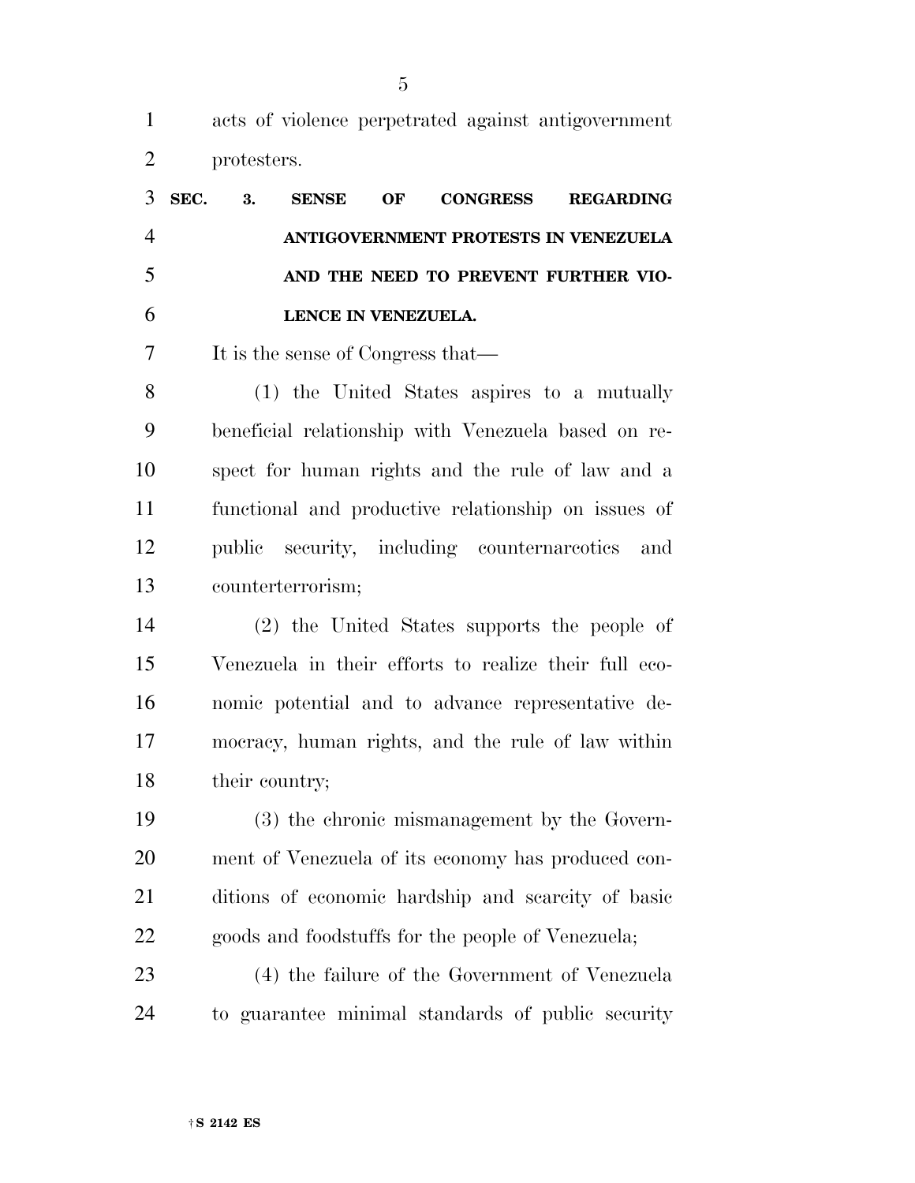acts of violence perpetrated against antigovernment protesters.

### SEC. 3. SENSE OF CONGRESS REGARDING ANTIGOVERNMENT PROTESTS IN VENEZUELA AND THE NEED TO PREVENT FURTHER VIOLENCE IN VENEZUELA.

It is the sense of Congress that—

(1) the United States aspires to a mutually beneficial relationship with Venezuela based on respect for human rights and the rule of law and a functional and productive relationship on issues of public security, including counternarcotics and counterterrorism;

(2) the United States supports the people of Venezuela in their efforts to realize their full economic potential and to advance representative democracy, human rights, and the rule of law within their country;

(3) the chronic mismanagement by the Government of Venezuela of its economy has produced conditions of economic hardship and scarcity of basic goods and foodstuffs for the people of Venezuela;

(4) the failure of the Government of Venezuela to guarantee minimal standards of public security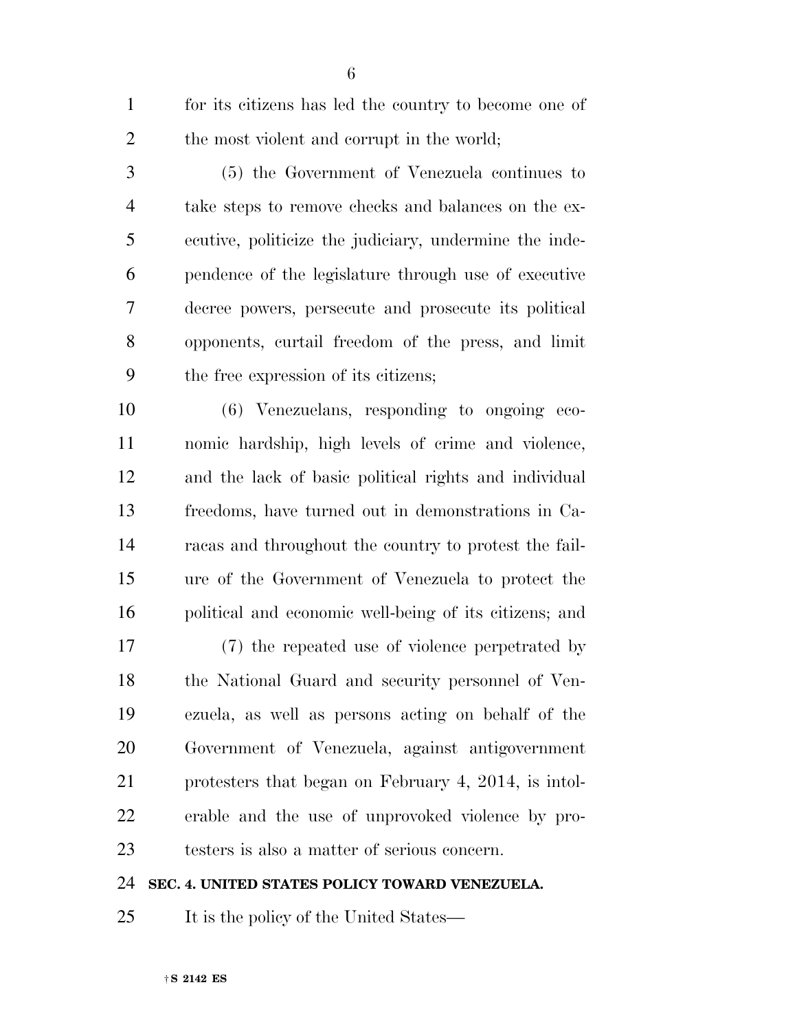for its citizens has led the country to become one of the most violent and corrupt in the world;

(5) the Government of Venezuela continues to take steps to remove checks and balances on the executive, politicize the judiciary, undermine the independence of the legislature through use of executive decree powers, persecute and prosecute its political opponents, curtail freedom of the press, and limit the free expression of its citizens;

(6) Venezuelans, responding to ongoing economic hardship, high levels of crime and violence, and the lack of basic political rights and individual freedoms, have turned out in demonstrations in Caracas and throughout the country to protest the failure of the Government of Venezuela to protect the political and economic well-being of its citizens; and

(7) the repeated use of violence perpetrated by the National Guard and security personnel of Venezuela, as well as persons acting on behalf of the Government of Venezuela, against antigovernment protesters that began on February 4, 2014, is intolerable and the use of unprovoked violence by protesters is also a matter of serious concern.

**SEC. 4. UNITED STATES POLICY TOWARD VENEZUELA.**

It is the policy of the United States—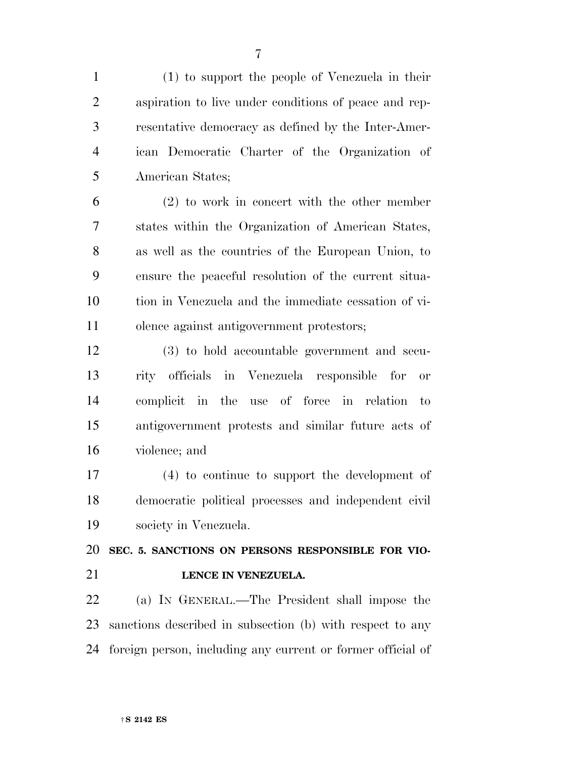(1) to support the people of Venezuela in their aspiration to live under conditions of peace and representative democracy as defined by the Inter-American Democratic Charter of the Organization of American States;

(2) to work in concert with the other member states within the Organization of American States, as well as the countries of the European Union, to ensure the peaceful resolution of the current situation in Venezuela and the immediate cessation of violence against antigovernment protestors;

(3) to hold accountable government and security officials in Venezuela responsible for or complicit in the use of force in relation to antigovernment protests and similar future acts of violence; and

(4) to continue to support the development of democratic political processes and independent civil society in Venezuela.

## SEC. 5. SANCTIONS ON PERSONS RESPONSIBLE FOR VIOLENCE IN VENEZUELA.

(a) IN GENERAL.—The President shall impose the sanctions described in subsection (b) with respect to any foreign person, including any current or former official of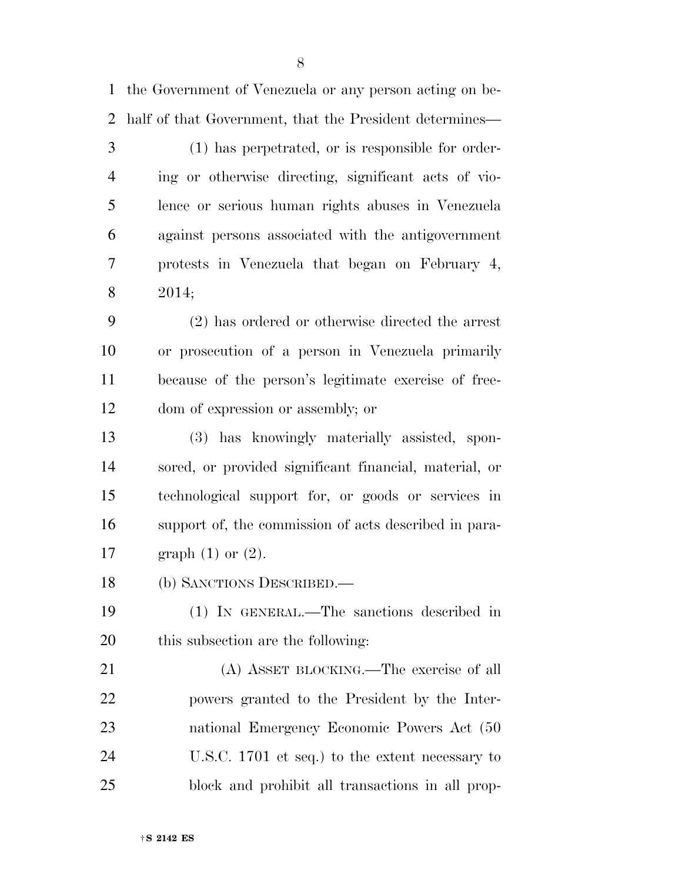the Government of Venezuela or any person acting on behalf of that Government, that the President determines—

(1) has perpetrated, or is responsible for ordering or otherwise directing, significant acts of violence or serious human rights abuses in Venezuela against persons associated with the antigovernment protests in Venezuela that began on February 4, 2014;

(2) has ordered or otherwise directed the arrest or prosecution of a person in Venezuela primarily because of the person's legitimate exercise of freedom of expression or assembly; or

(3) has knowingly materially assisted, sponsored, or provided significant financial, material, or technological support for, or goods or services in support of, the commission of acts described in paragraph (1) or (2).

(b) SANCTIONS DESCRIBED.—

(1) IN GENERAL.—The sanctions described in this subsection are the following:

(A) ASSET BLOCKING.—The exercise of all powers granted to the President by the International Emergency Economic Powers Act (50 U.S.C. 1701 et seq.) to the extent necessary to block and prohibit all transactions in all prop-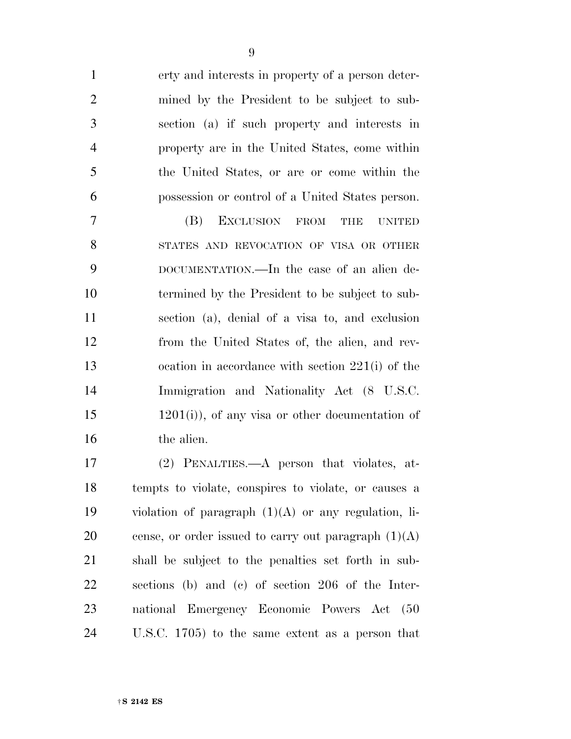erty and interests in property of a person determined by the President to be subject to subsection (a) if such property and interests in property are in the United States, come within the United States, or are or come within the possession or control of a United States person.

(B) EXCLUSION FROM THE UNITED STATES AND REVOCATION OF VISA OR OTHER DOCUMENTATION.—In the case of an alien determined by the President to be subject to subsection (a), denial of a visa to, and exclusion from the United States of, the alien, and revocation in accordance with section 221(i) of the Immigration and Nationality Act (8 U.S.C. 1201(i)), of any visa or other documentation of the alien.

(2) PENALTIES.—A person that violates, attempts to violate, conspires to violate, or causes a violation of paragraph (1)(A) or any regulation, license, or order issued to carry out paragraph (1)(A) shall be subject to the penalties set forth in subsections (b) and (c) of section 206 of the International Emergency Economic Powers Act (50 U.S.C. 1705) to the same extent as a person that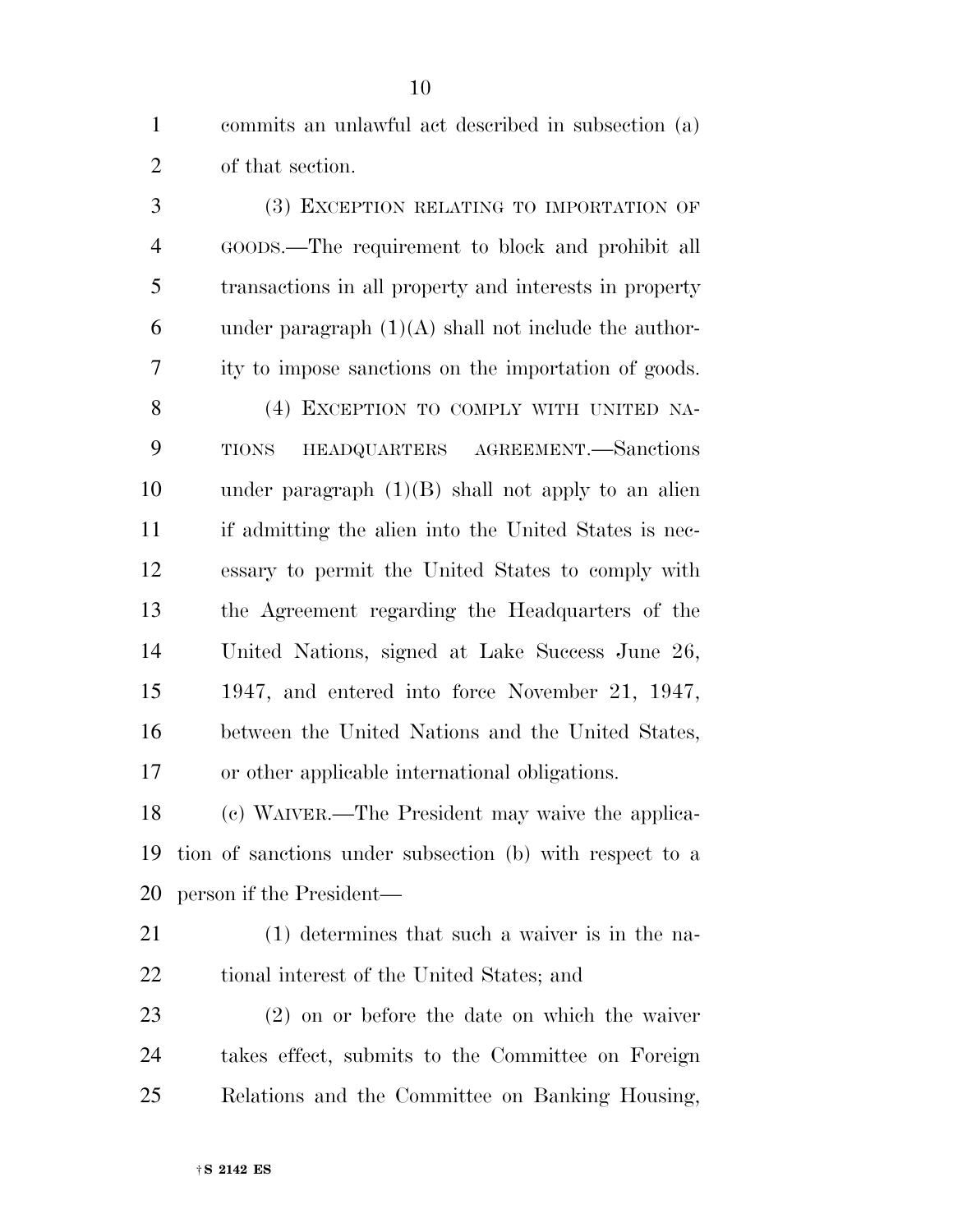commits an unlawful act described in subsection (a) of that section.

(3) EXCEPTION RELATING TO IMPORTATION OF GOODS.—The requirement to block and prohibit all transactions in all property and interests in property under paragraph (1)(A) shall not include the authority to impose sanctions on the importation of goods.

(4) EXCEPTION TO COMPLY WITH UNITED NATIONS HEADQUARTERS AGREEMENT.—Sanctions under paragraph (1)(B) shall not apply to an alien if admitting the alien into the United States is necessary to permit the United States to comply with the Agreement regarding the Headquarters of the United Nations, signed at Lake Success June 26, 1947, and entered into force November 21, 1947, between the United Nations and the United States, or other applicable international obligations.

(c) WAIVER.—The President may waive the application of sanctions under subsection (b) with respect to a person if the President—

(1) determines that such a waiver is in the national interest of the United States; and

(2) on or before the date on which the waiver takes effect, submits to the Committee on Foreign Relations and the Committee on Banking Housing,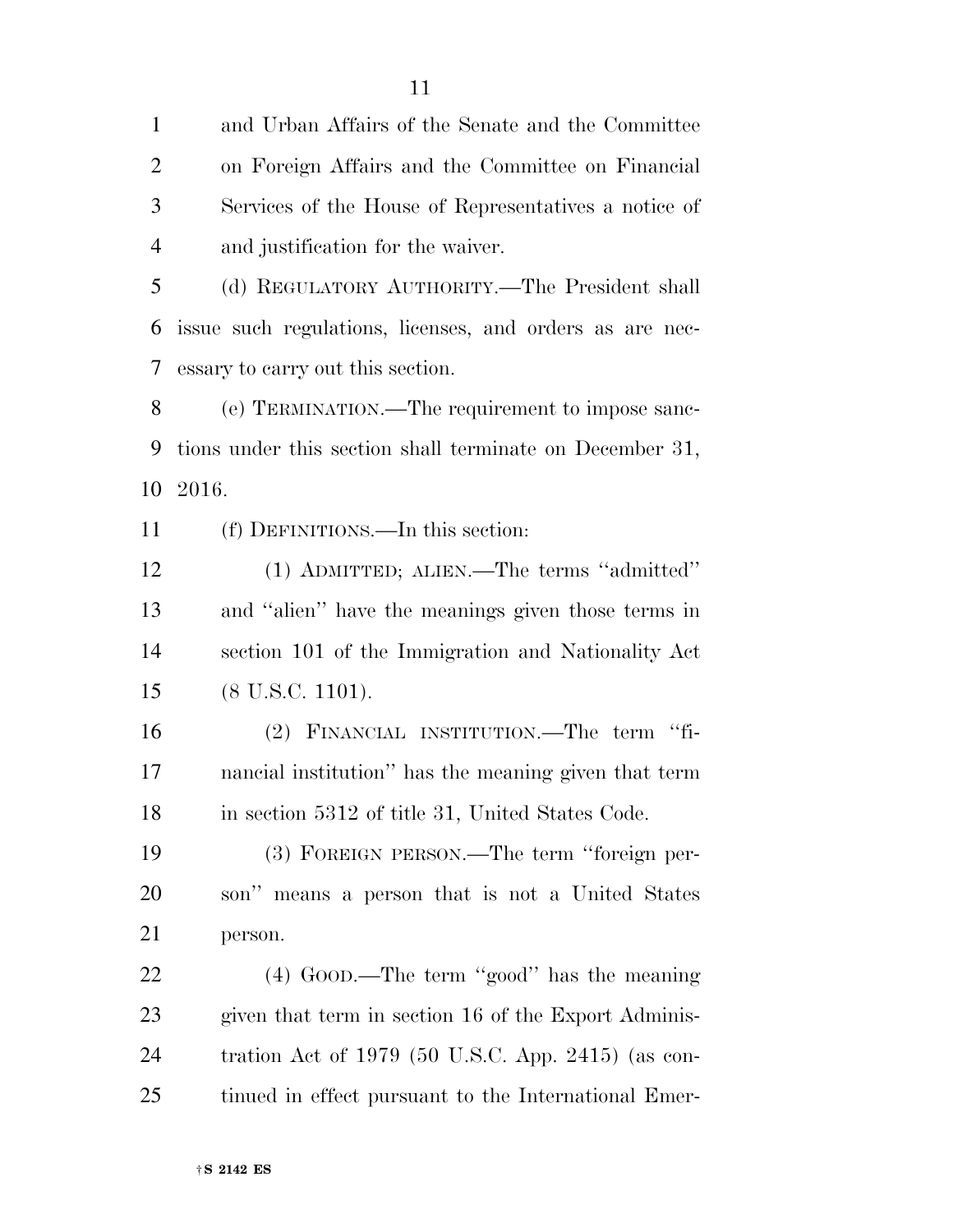and Urban Affairs of the Senate and the Committee on Foreign Affairs and the Committee on Financial Services of the House of Representatives a notice of and justification for the waiver.

(d) REGULATORY AUTHORITY.—The President shall issue such regulations, licenses, and orders as are necessary to carry out this section.

(e) TERMINATION.—The requirement to impose sanctions under this section shall terminate on December 31, 2016.

(f) DEFINITIONS.—In this section:

(1) ADMITTED; ALIEN.—The terms ''admitted'' and ''alien'' have the meanings given those terms in section 101 of the Immigration and Nationality Act (8 U.S.C. 1101).

(2) FINANCIAL INSTITUTION.—The term ''financial institution'' has the meaning given that term in section 5312 of title 31, United States Code.

(3) FOREIGN PERSON.—The term ''foreign person'' means a person that is not a United States person.

(4) GOOD.—The term ''good'' has the meaning given that term in section 16 of the Export Administration Act of 1979 (50 U.S.C. App. 2415) (as continued in effect pursuant to the International Emer-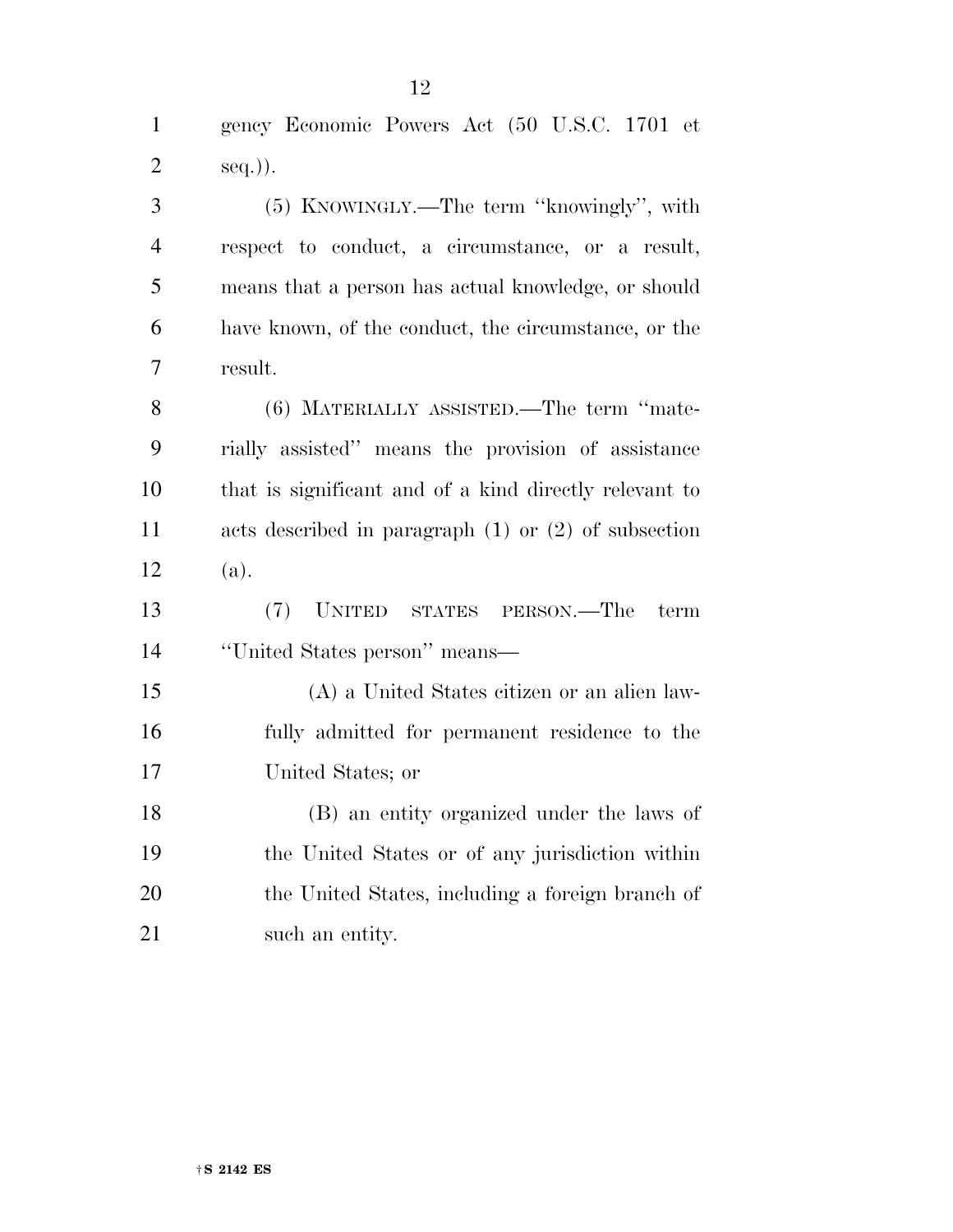gency Economic Powers Act (50 U.S.C. 1701 et seq.)).

(5) KNOWINGLY.—The term ''knowingly'', with respect to conduct, a circumstance, or a result, means that a person has actual knowledge, or should have known, of the conduct, the circumstance, or the result.

(6) MATERIALLY ASSISTED.—The term ''materially assisted'' means the provision of assistance that is significant and of a kind directly relevant to acts described in paragraph (1) or (2) of subsection (a).

(7) UNITED STATES PERSON.—The term ''United States person'' means—

(A) a United States citizen or an alien lawfully admitted for permanent residence to the United States; or

(B) an entity organized under the laws of the United States or of any jurisdiction within the United States, including a foreign branch of such an entity.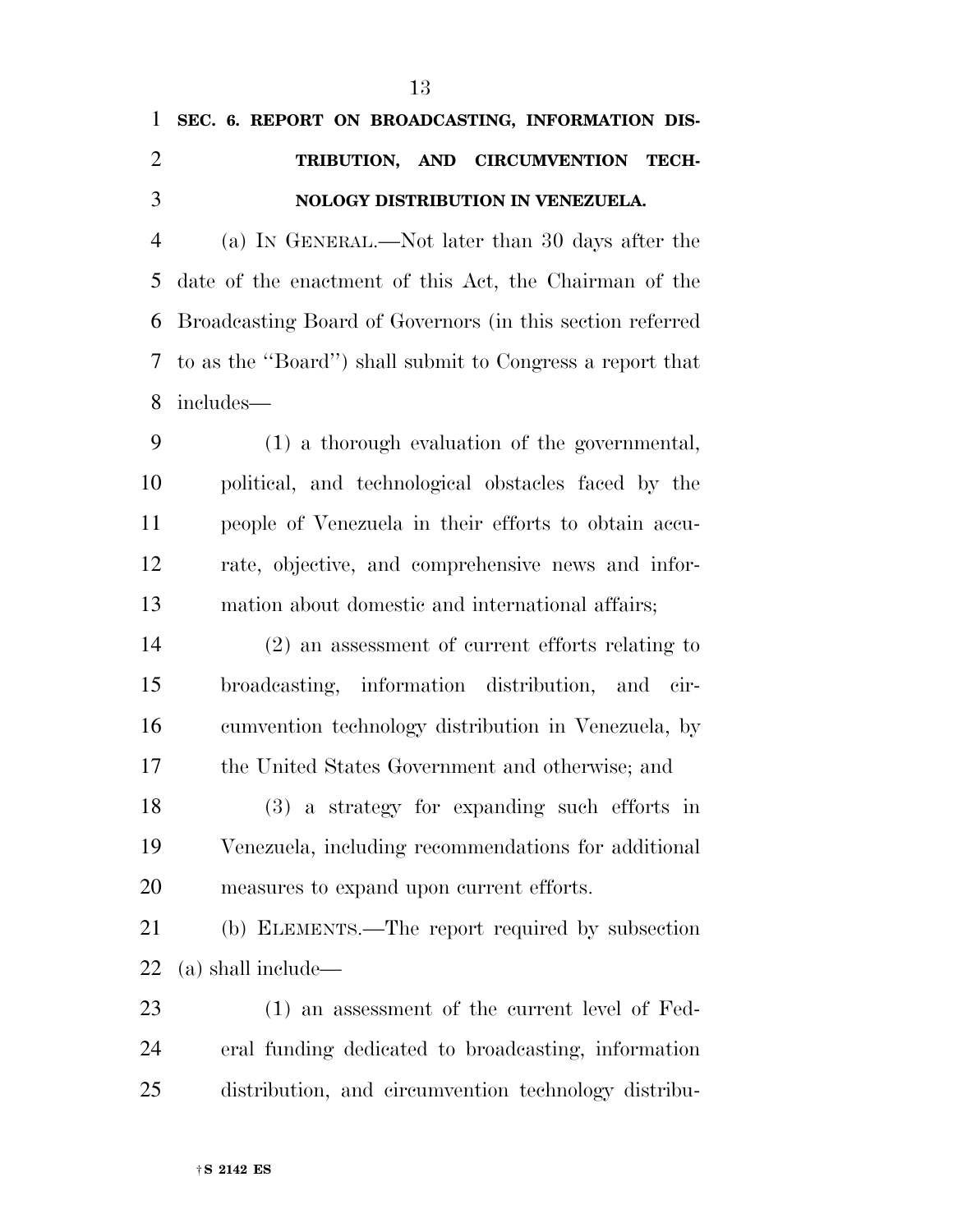## SEC. 6. REPORT ON BROADCASTING, INFORMATION DISTRIBUTION, AND CIRCUMVENTION TECHNOLOGY DISTRIBUTION IN VENEZUELA.

(a) IN GENERAL.—Not later than 30 days after the date of the enactment of this Act, the Chairman of the Broadcasting Board of Governors (in this section referred to as the ''Board'') shall submit to Congress a report that includes—

(1) a thorough evaluation of the governmental, political, and technological obstacles faced by the people of Venezuela in their efforts to obtain accurate, objective, and comprehensive news and information about domestic and international affairs;

(2) an assessment of current efforts relating to broadcasting, information distribution, and circumvention technology distribution in Venezuela, by the United States Government and otherwise; and

(3) a strategy for expanding such efforts in Venezuela, including recommendations for additional measures to expand upon current efforts.

(b) ELEMENTS.—The report required by subsection (a) shall include—

(1) an assessment of the current level of Federal funding dedicated to broadcasting, information distribution, and circumvention technology distribu-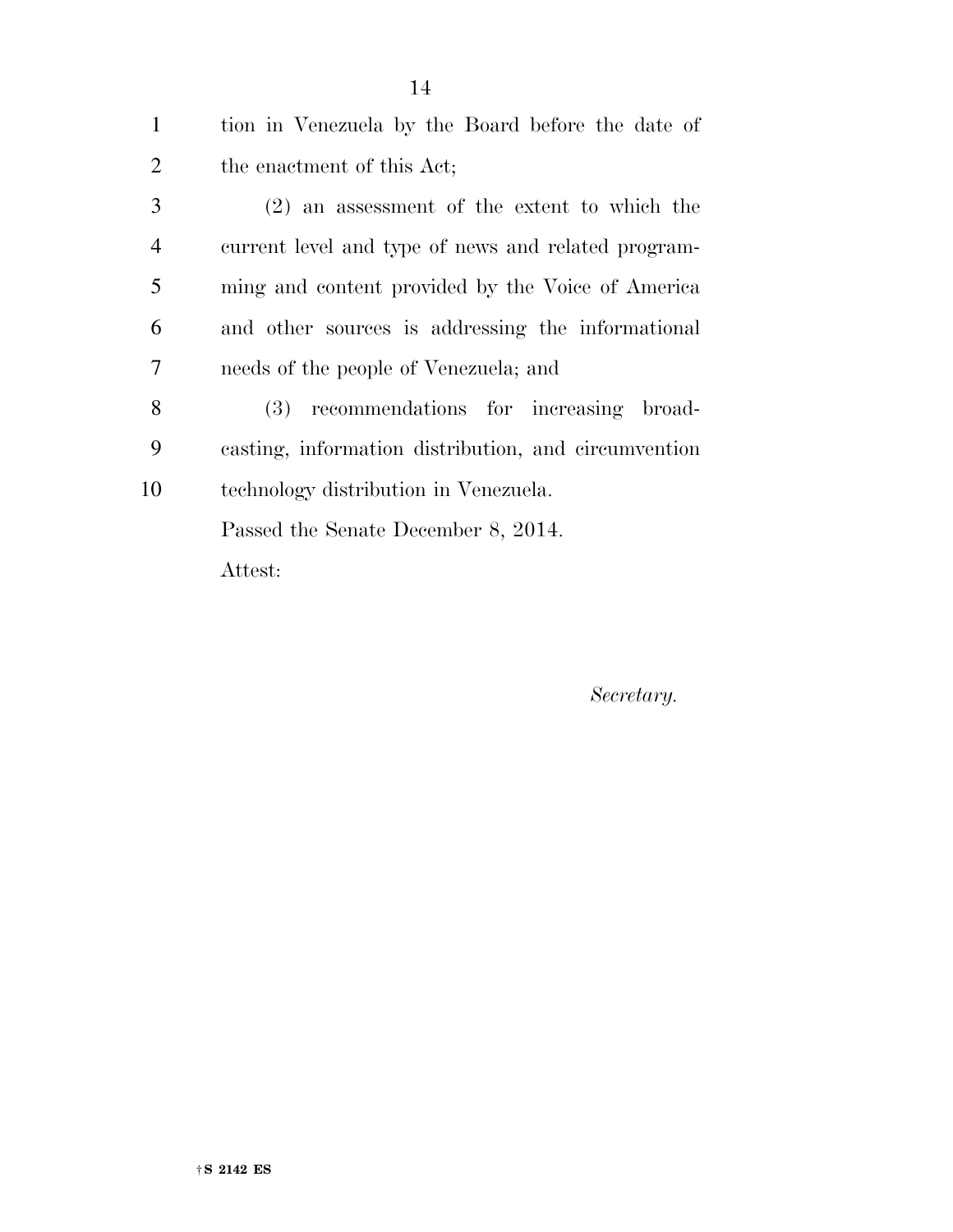tion in Venezuela by the Board before the date of the enactment of this Act;

(2) an assessment of the extent to which the current level and type of news and related programming and content provided by the Voice of America and other sources is addressing the informational needs of the people of Venezuela; and

(3) recommendations for increasing broadcasting, information distribution, and circumvention technology distribution in Venezuela.

Passed the Senate December 8, 2014.

Attest:

*Secretary.*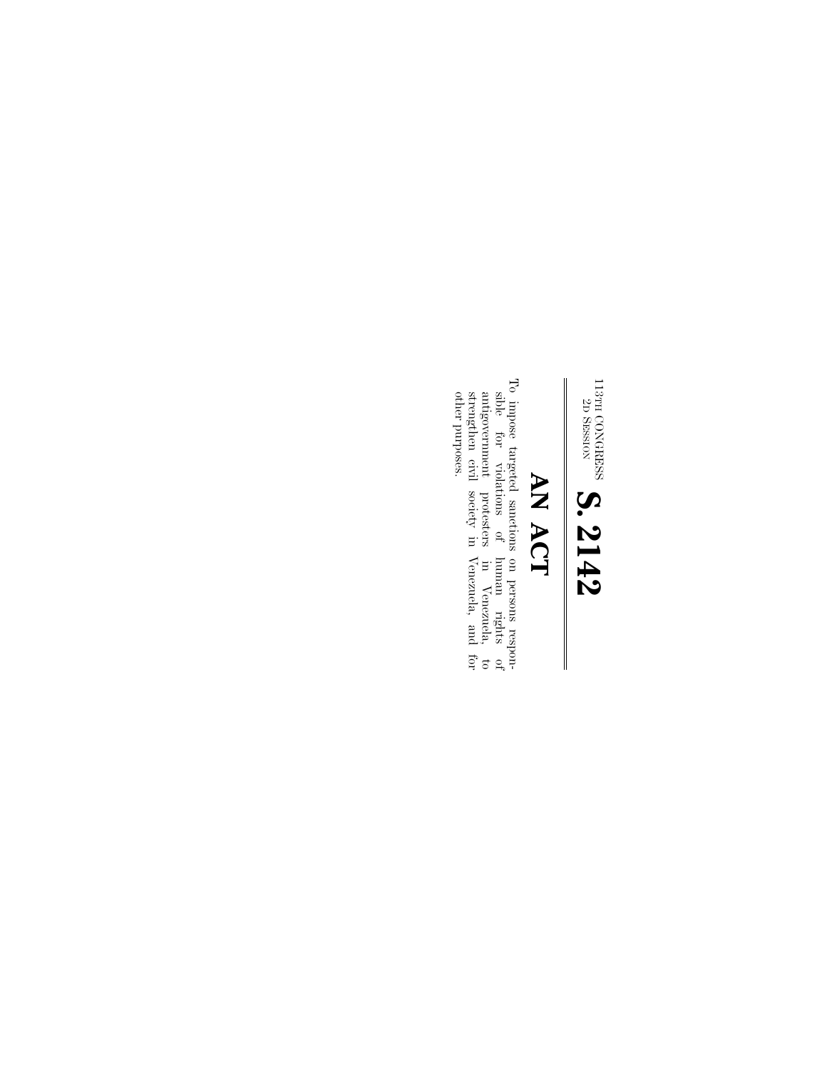113TH CONGRESS
2D SESSION

# S. 2142

# AN ACT

To impose targeted sanctions on persons responsible for violations of human rights of antigovernment protesters in Venezuela, to strengthen civil society in Venezuela, and for other purposes.